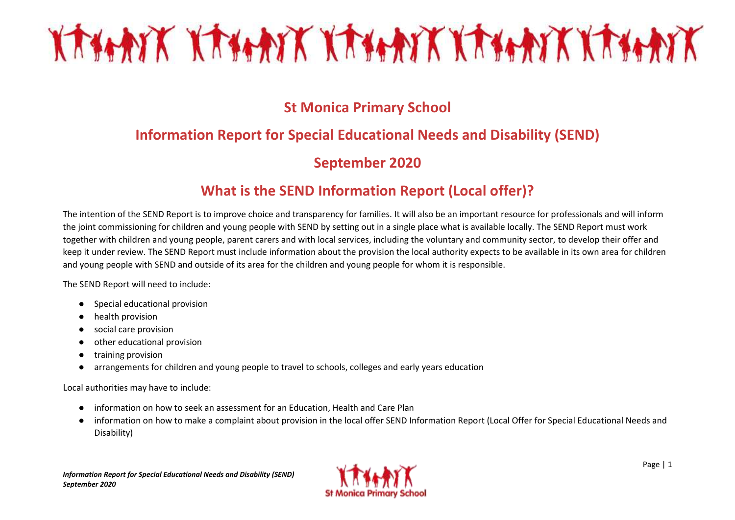# St Monica Primary School

# Information Report for Special Educational Needs and Disability (SEND)

# September 2020

## What is the SEND Information Report (Local offer)?

The intention of the SEND Report is to improve choice and transparency for families. It will also be an important resource for professionals and will inform the joint commissioning for children and young people with SEND by setting out in a single place what is available locally. The SEND Report must work together with children and young people, parent carers and with local services, including the voluntary and community sector, to develop their offer and keep it under review. The SEND Report must include information about the provision the local authority expects to be available in its own area for children and young people with SEND and outside of its area for the children and young people for whom it is responsible.

The SEND Report will need to include:

- Special educational provision
- health provision
- social care provision
- other educational provision
- training provision
- arrangements for children and young people to travel to schools, colleges and early years education

Local authorities may have to include:

- information on how to seek an assessment for an Education, Health and Care Plan
- information on how to make a complaint about provision in the local offer SEND Information Report (Local Offer for Special Educational Needs and Disability)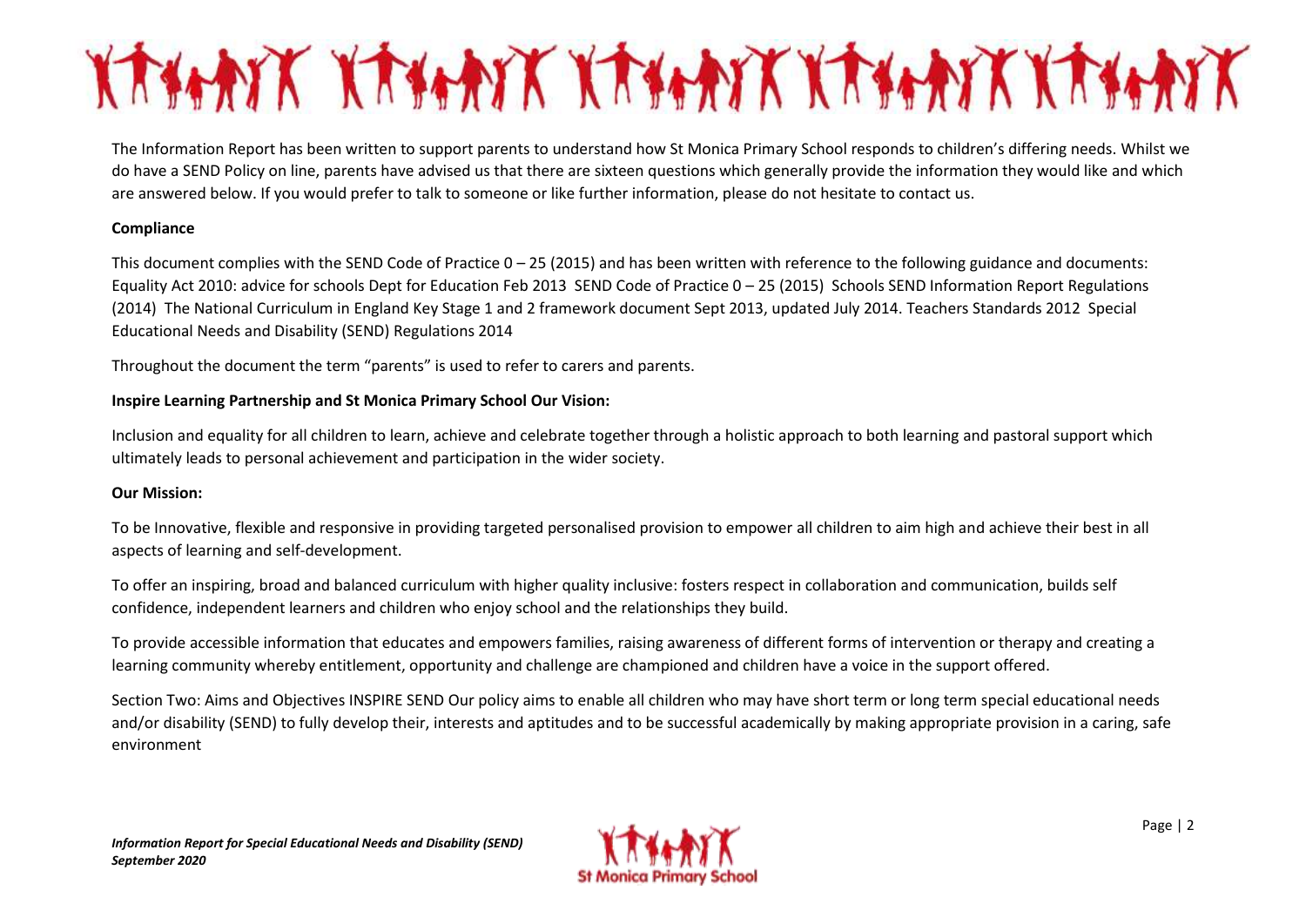The Information Report has been written to support parents to understand how St Monica Primary School responds to children's differing needs. Whilst we do have a SEND Policy on line, parents have advised us that there are sixteen questions which generally provide the information they would like and which are answered below. If you would prefer to talk to someone or like further information, please do not hesitate to contact us.

**Compliance**

This document complies with the SEND Code of Practice 0 – 25 (2015) and has been written with reference to the following guidance and documents: Equality Act 2010: advice for schools Dept for Education Feb 2013 SEND Code of Practice 0 – 25 (2015) Schools SEND Information Report Regulations (2014) The National Curriculum in England Key Stage 1 and 2 framework document Sept 2013, updated July 2014. Teachers Standards 2012 Special Educational Needs and Disability (SEND) Regulations 2014

Throughout the document the term "parents" is used to refer to carers and parents.

**Inspire Learning Partnership and St Monica Primary School Our Vision:**

Inclusion and equality for all children to learn, achieve and celebrate together through a holistic approach to both learning and pastoral support which ultimately leads to personal achievement and participation in the wider society.

**Our Mission:**

To be Innovative, flexible and responsive in providing targeted personalised provision to empower all children to aim high and achieve their best in all aspects of learning and self-development.

To offer an inspiring, broad and balanced curriculum with higher quality inclusive: fosters respect in collaboration and communication, builds self confidence, independent learners and children who enjoy school and the relationships they build.

To provide accessible information that educates and empowers families, raising awareness of different forms of intervention or therapy and creating a learning community whereby entitlement, opportunity and challenge are championed and children have a voice in the support offered.

Section Two: Aims and Objectives INSPIRE SEND Our policy aims to enable all children who may have short term or long term special educational needs and/or disability (SEND) to fully develop their, interests and aptitudes and to be successful academically by making appropriate provision in a caring, safe environment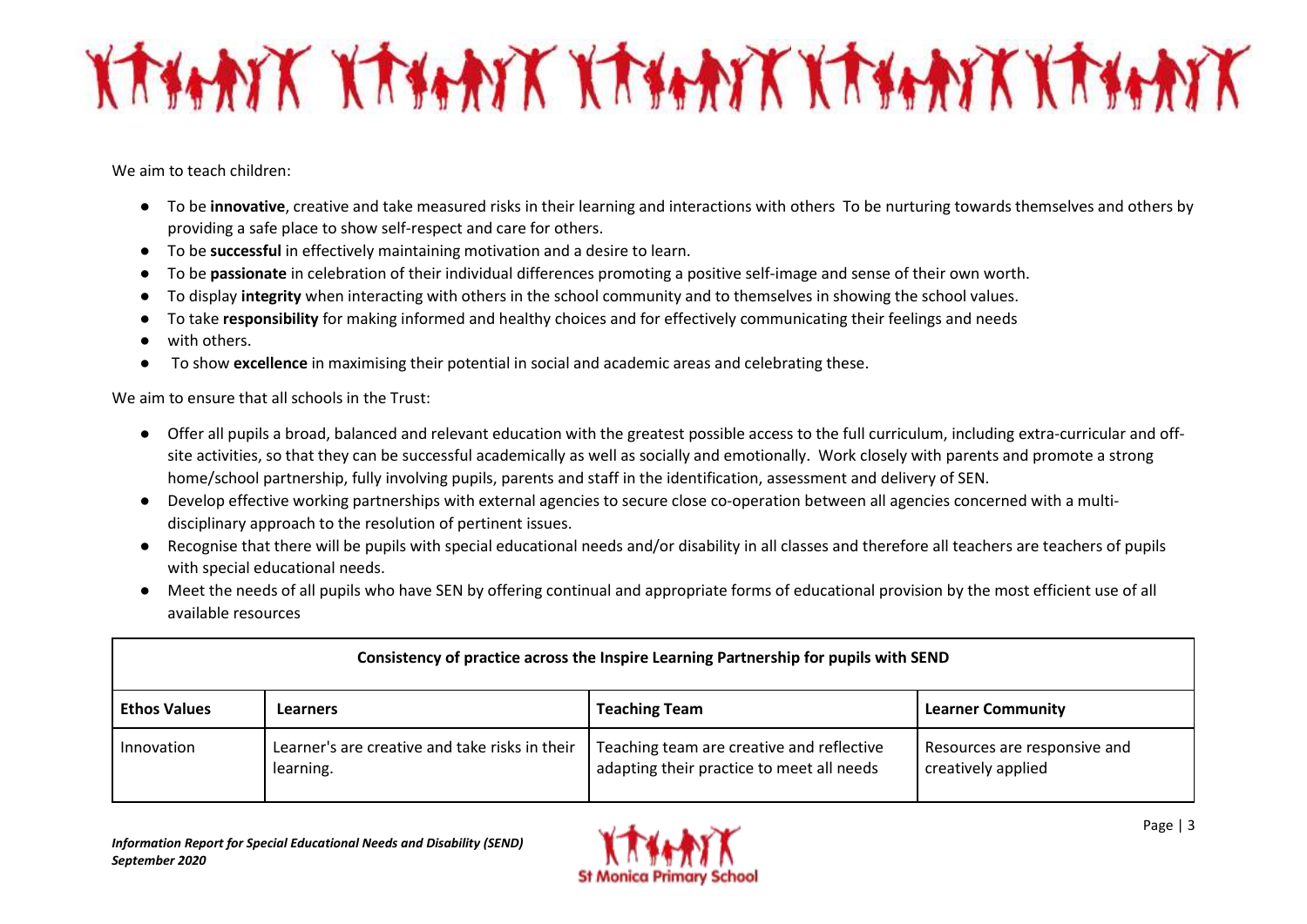We aim to teach children:

- To be **innovative**, creative and take measured risks in their learning and interactions with others To be nurturing towards themselves and others by providing a safe place to show self-respect and care for others.
- To be **successful** in effectively maintaining motivation and a desire to learn.
- To be **passionate** in celebration of their individual differences promoting a positive self-image and sense of their own worth.
- To display **integrity** when interacting with others in the school community and to themselves in showing the school values.
- To take **responsibility** for making informed and healthy choices and for effectively communicating their feelings and needs
- with others.
- To show **excellence** in maximising their potential in social and academic areas and celebrating these.

We aim to ensure that all schools in the Trust:

- Offer all pupils a broad, balanced and relevant education with the greatest possible access to the full curriculum, including extra-curricular and off-site activities, so that they can be successful academically as well as socially and emotionally. Work closely with parents and promote a strong home/school partnership, fully involving pupils, parents and staff in the identification, assessment and delivery of SEN.
- Develop effective working partnerships with external agencies to secure close co-operation between all agencies concerned with a multi-disciplinary approach to the resolution of pertinent issues.
- Recognise that there will be pupils with special educational needs and/or disability in all classes and therefore all teachers are teachers of pupils with special educational needs.
- Meet the needs of all pupils who have SEN by offering continual and appropriate forms of educational provision by the most efficient use of all available resources

| **Consistency of practice across the Inspire Learning Partnership for pupils with SEND** | | | |
|---|---|---|---|
| **Ethos Values** | **Learners** | **Teaching Team** | **Learner Community** |
| Innovation | Learner's are creative and take risks in their learning. | Teaching team are creative and reflective adapting their practice to meet all needs | Resources are responsive and creatively applied |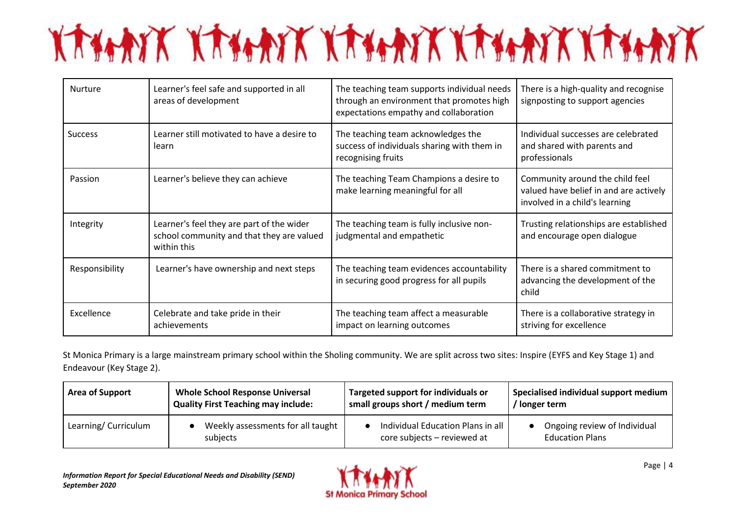| Nurture | Learner's feel safe and supported in all areas of development | The teaching team supports individual needs through an environment that promotes high expectations empathy and collaboration | There is a high-quality and recognise signposting to support agencies |
|---|---|---|---|
| Success | Learner still motivated to have a desire to learn | The teaching team acknowledges the success of individuals sharing with them in recognising fruits | Individual successes are celebrated and shared with parents and professionals |
| Passion | Learner's believe they can achieve | The teaching Team Champions a desire to make learning meaningful for all | Community around the child feel valued have belief in and are actively involved in a child's learning |
| Integrity | Learner's feel they are part of the wider school community and that they are valued within this | The teaching team is fully inclusive non-judgmental and empathetic | Trusting relationships are established and encourage open dialogue |
| Responsibility | Learner's have ownership and next steps | The teaching team evidences accountability in securing good progress for all pupils | There is a shared commitment to advancing the development of the child |
| Excellence | Celebrate and take pride in their achievements | The teaching team affect a measurable impact on learning outcomes | There is a collaborative strategy in striving for excellence |

St Monica Primary is a large mainstream primary school within the Sholing community. We are split across two sites: Inspire (EYFS and Key Stage 1) and Endeavour (Key Stage 2).

| **Area of Support** | **Whole School Response Universal Quality First Teaching may include:** | **Targeted support for individuals or small groups short / medium term** | **Specialised individual support medium / longer term** |
|---|---|---|---|
| Learning/ Curriculum | • Weekly assessments for all taught subjects | • Individual Education Plans in all core subjects – reviewed at | • Ongoing review of Individual Education Plans |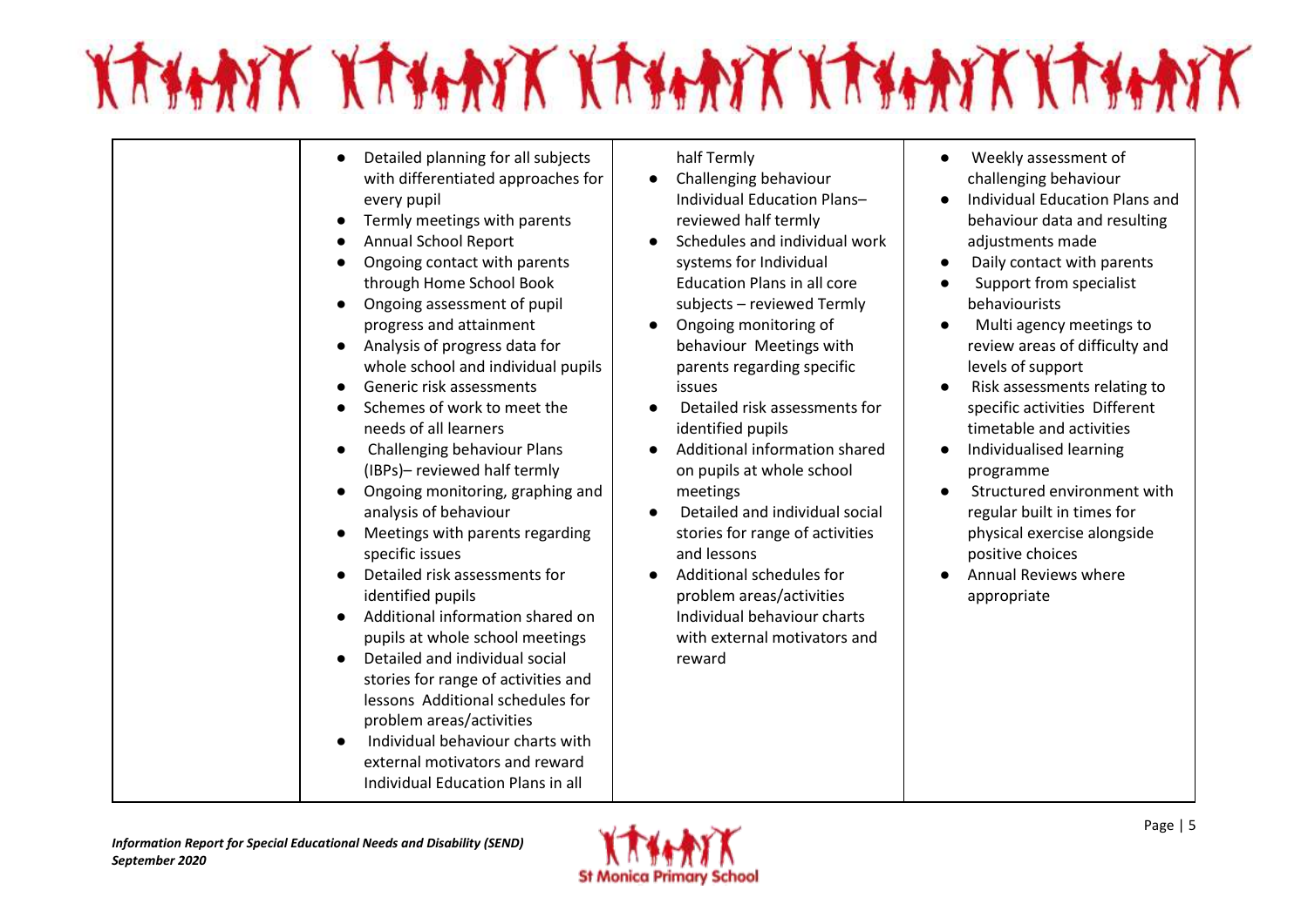| | | | |
|---|---|---|---|
| | • Detailed planning for all subjects with differentiated approaches for every pupil<br>• Termly meetings with parents<br>• Annual School Report<br>• Ongoing contact with parents through Home School Book<br>• Ongoing assessment of pupil progress and attainment<br>• Analysis of progress data for whole school and individual pupils<br>• Generic risk assessments<br>• Schemes of work to meet the needs of all learners<br>• Challenging behaviour Plans (IBPs)– reviewed half termly<br>• Ongoing monitoring, graphing and analysis of behaviour<br>• Meetings with parents regarding specific issues<br>• Detailed risk assessments for identified pupils<br>• Additional information shared on pupils at whole school meetings<br>• Detailed and individual social stories for range of activities and lessons Additional schedules for problem areas/activities<br>• Individual behaviour charts with external motivators and reward Individual Education Plans in all | half Termly<br>• Challenging behaviour Individual Education Plans– reviewed half termly<br>• Schedules and individual work systems for Individual Education Plans in all core subjects – reviewed Termly<br>• Ongoing monitoring of behaviour Meetings with parents regarding specific issues<br>• Detailed risk assessments for identified pupils<br>• Additional information shared on pupils at whole school meetings<br>• Detailed and individual social stories for range of activities and lessons<br>• Additional schedules for problem areas/activities Individual behaviour charts with external motivators and reward | • Weekly assessment of challenging behaviour<br>• Individual Education Plans and behaviour data and resulting adjustments made<br>• Daily contact with parents<br>• Support from specialist behaviourists<br>• Multi agency meetings to review areas of difficulty and levels of support<br>• Risk assessments relating to specific activities Different timetable and activities<br>• Individualised learning programme<br>• Structured environment with regular built in times for physical exercise alongside positive choices<br>• Annual Reviews where appropriate |

*Information Report for Special Educational Needs and Disability (SEND)*
*September 2020*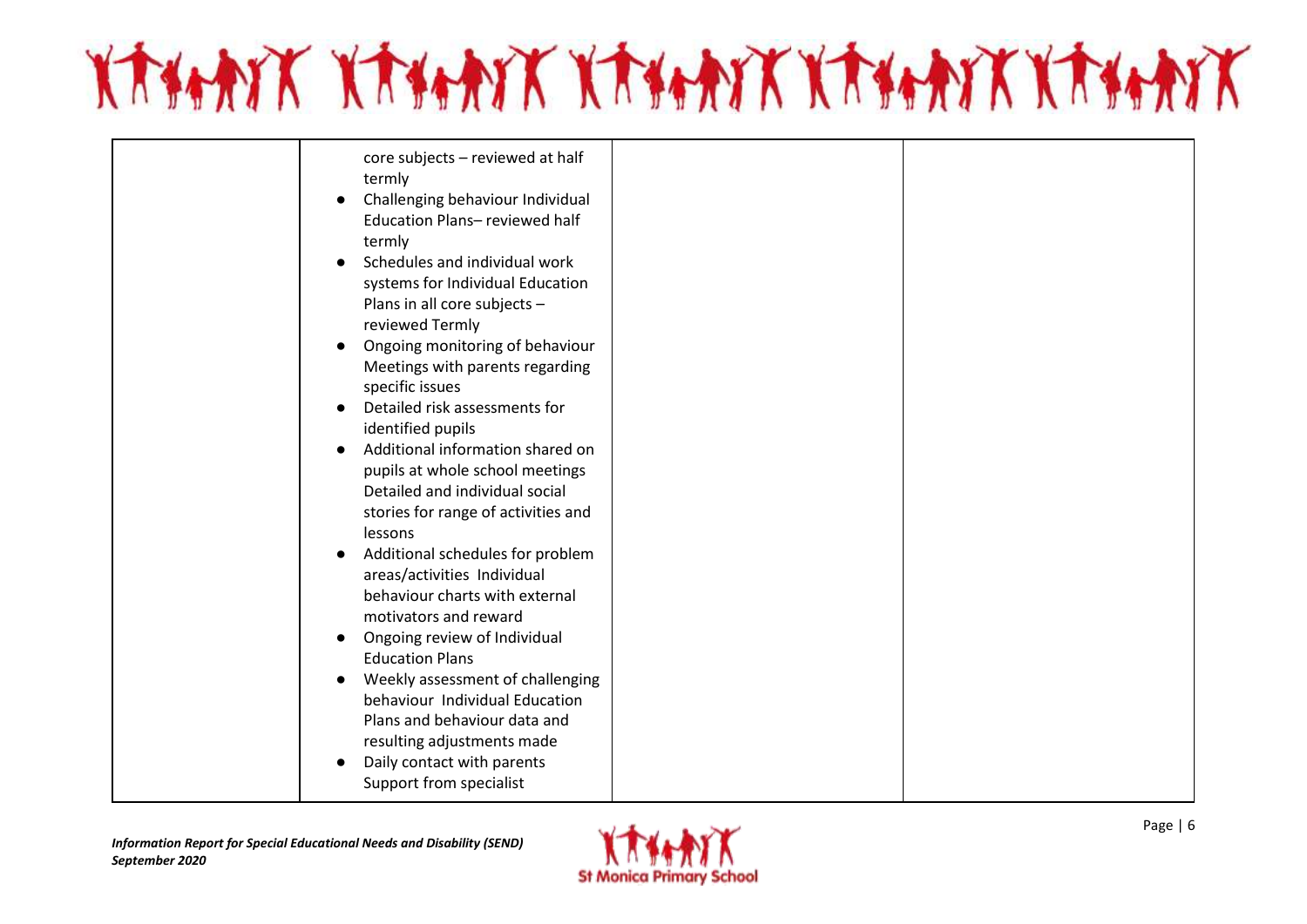|  | core subjects – reviewed at half termly<br>• Challenging behaviour Individual Education Plans– reviewed half termly<br>• Schedules and individual work systems for Individual Education Plans in all core subjects – reviewed Termly<br>• Ongoing monitoring of behaviour Meetings with parents regarding specific issues<br>• Detailed risk assessments for identified pupils<br>• Additional information shared on pupils at whole school meetings Detailed and individual social stories for range of activities and lessons<br>• Additional schedules for problem areas/activities Individual behaviour charts with external motivators and reward<br>• Ongoing review of Individual Education Plans<br>• Weekly assessment of challenging behaviour Individual Education Plans and behaviour data and resulting adjustments made<br>• Daily contact with parents Support from specialist |  |  |
|---|---|---|---|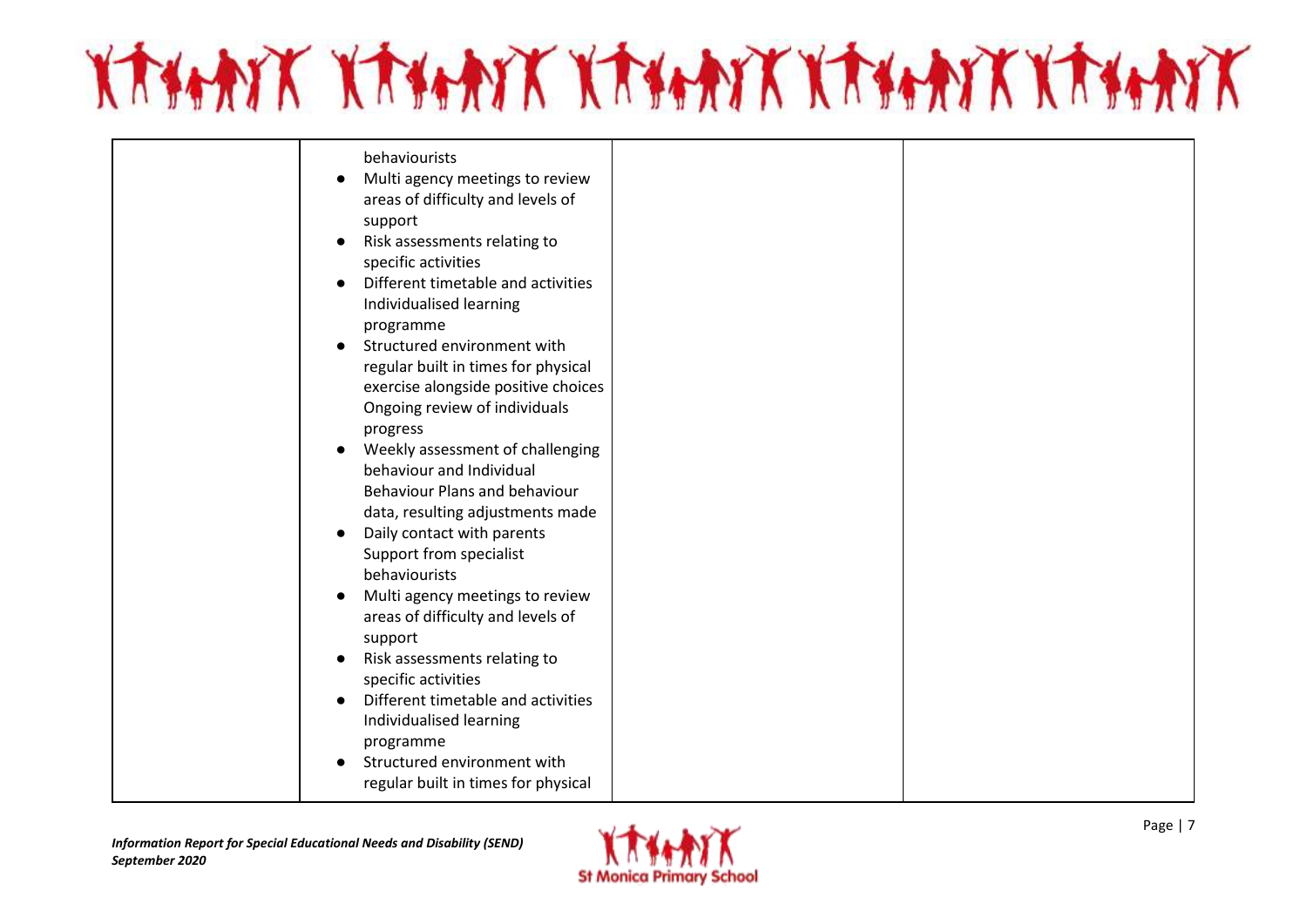| | | | |
|---|---|---|---|
| | behaviourists<br>• Multi agency meetings to review areas of difficulty and levels of support<br>• Risk assessments relating to specific activities<br>• Different timetable and activities Individualised learning programme<br>• Structured environment with regular built in times for physical exercise alongside positive choices Ongoing review of individuals progress<br>• Weekly assessment of challenging behaviour and Individual Behaviour Plans and behaviour data, resulting adjustments made<br>• Daily contact with parents Support from specialist behaviourists<br>• Multi agency meetings to review areas of difficulty and levels of support<br>• Risk assessments relating to specific activities<br>• Different timetable and activities Individualised learning programme<br>• Structured environment with regular built in times for physical | | |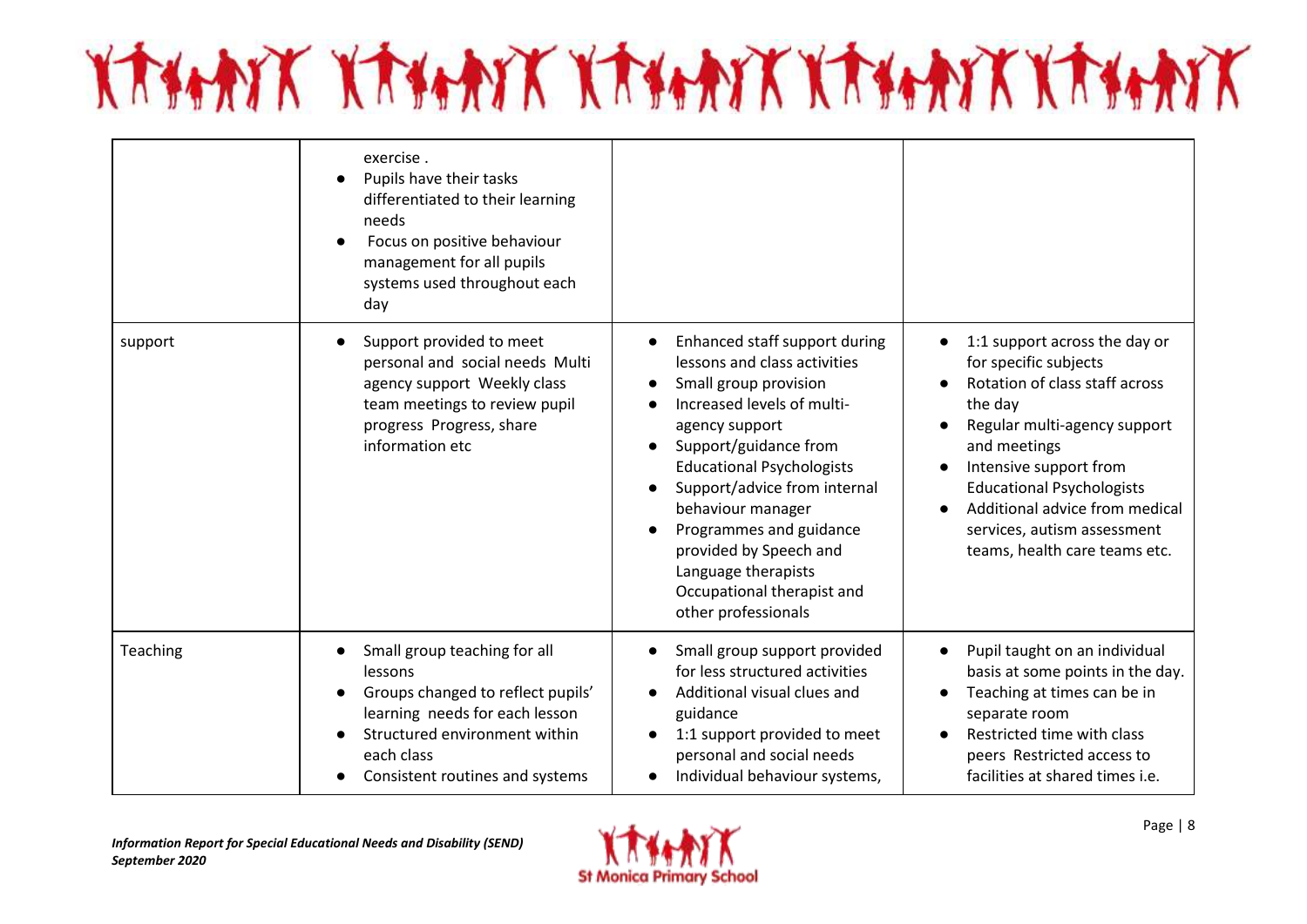| | | | |
|---|---|---|---|
| | exercise .<br>● Pupils have their tasks differentiated to their learning needs<br>● Focus on positive behaviour management for all pupils systems used throughout each day | | |
| support | ● Support provided to meet personal and social needs Multi agency support Weekly class team meetings to review pupil progress Progress, share information etc | ● Enhanced staff support during lessons and class activities<br>● Small group provision<br>● Increased levels of multi-agency support<br>● Support/guidance from Educational Psychologists<br>● Support/advice from internal behaviour manager<br>● Programmes and guidance provided by Speech and Language therapists Occupational therapist and other professionals | ● 1:1 support across the day or for specific subjects<br>● Rotation of class staff across the day<br>● Regular multi-agency support and meetings<br>● Intensive support from Educational Psychologists<br>● Additional advice from medical services, autism assessment teams, health care teams etc. |
| Teaching | ● Small group teaching for all lessons<br>● Groups changed to reflect pupils' learning needs for each lesson<br>● Structured environment within each class<br>● Consistent routines and systems | ● Small group support provided for less structured activities<br>● Additional visual clues and guidance<br>● 1:1 support provided to meet personal and social needs<br>● Individual behaviour systems, | ● Pupil taught on an individual basis at some points in the day.<br>● Teaching at times can be in separate room<br>● Restricted time with class peers Restricted access to facilities at shared times i.e. |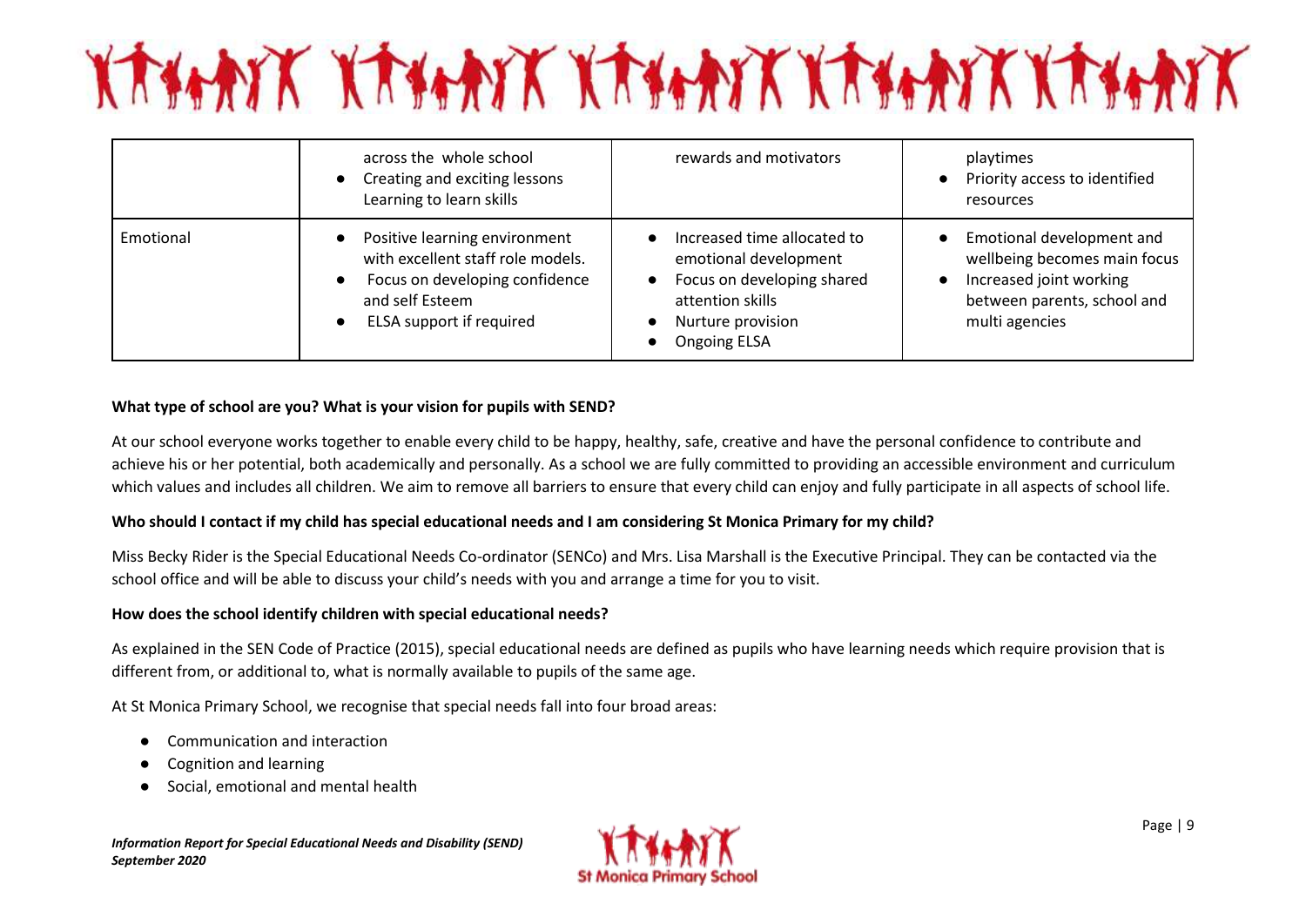| | | | |
|---|---|---|---|
| | across the whole school<br>● Creating and exciting lessons Learning to learn skills | rewards and motivators | playtimes<br>● Priority access to identified resources |
| Emotional | ● Positive learning environment with excellent staff role models.<br>● Focus on developing confidence and self Esteem<br>● ELSA support if required | ● Increased time allocated to emotional development<br>● Focus on developing shared attention skills<br>● Nurture provision<br>● Ongoing ELSA | ● Emotional development and wellbeing becomes main focus<br>● Increased joint working between parents, school and multi agencies |

**What type of school are you? What is your vision for pupils with SEND?**

At our school everyone works together to enable every child to be happy, healthy, safe, creative and have the personal confidence to contribute and achieve his or her potential, both academically and personally. As a school we are fully committed to providing an accessible environment and curriculum which values and includes all children. We aim to remove all barriers to ensure that every child can enjoy and fully participate in all aspects of school life.

**Who should I contact if my child has special educational needs and I am considering St Monica Primary for my child?**

Miss Becky Rider is the Special Educational Needs Co-ordinator (SENCo) and Mrs. Lisa Marshall is the Executive Principal. They can be contacted via the school office and will be able to discuss your child's needs with you and arrange a time for you to visit.

**How does the school identify children with special educational needs?**

As explained in the SEN Code of Practice (2015), special educational needs are defined as pupils who have learning needs which require provision that is different from, or additional to, what is normally available to pupils of the same age.

At St Monica Primary School, we recognise that special needs fall into four broad areas:

- Communication and interaction
- Cognition and learning
- Social, emotional and mental health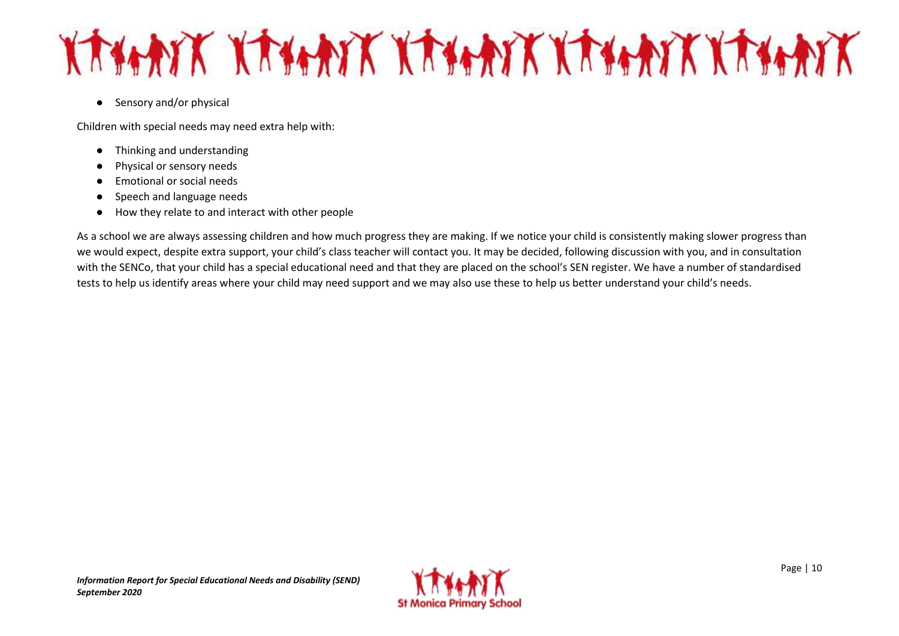- Sensory and/or physical

Children with special needs may need extra help with:

- Thinking and understanding
- Physical or sensory needs
- Emotional or social needs
- Speech and language needs
- How they relate to and interact with other people

As a school we are always assessing children and how much progress they are making. If we notice your child is consistently making slower progress than we would expect, despite extra support, your child's class teacher will contact you. It may be decided, following discussion with you, and in consultation with the SENCo, that your child has a special educational need and that they are placed on the school's SEN register. We have a number of standardised tests to help us identify areas where your child may need support and we may also use these to help us better understand your child's needs.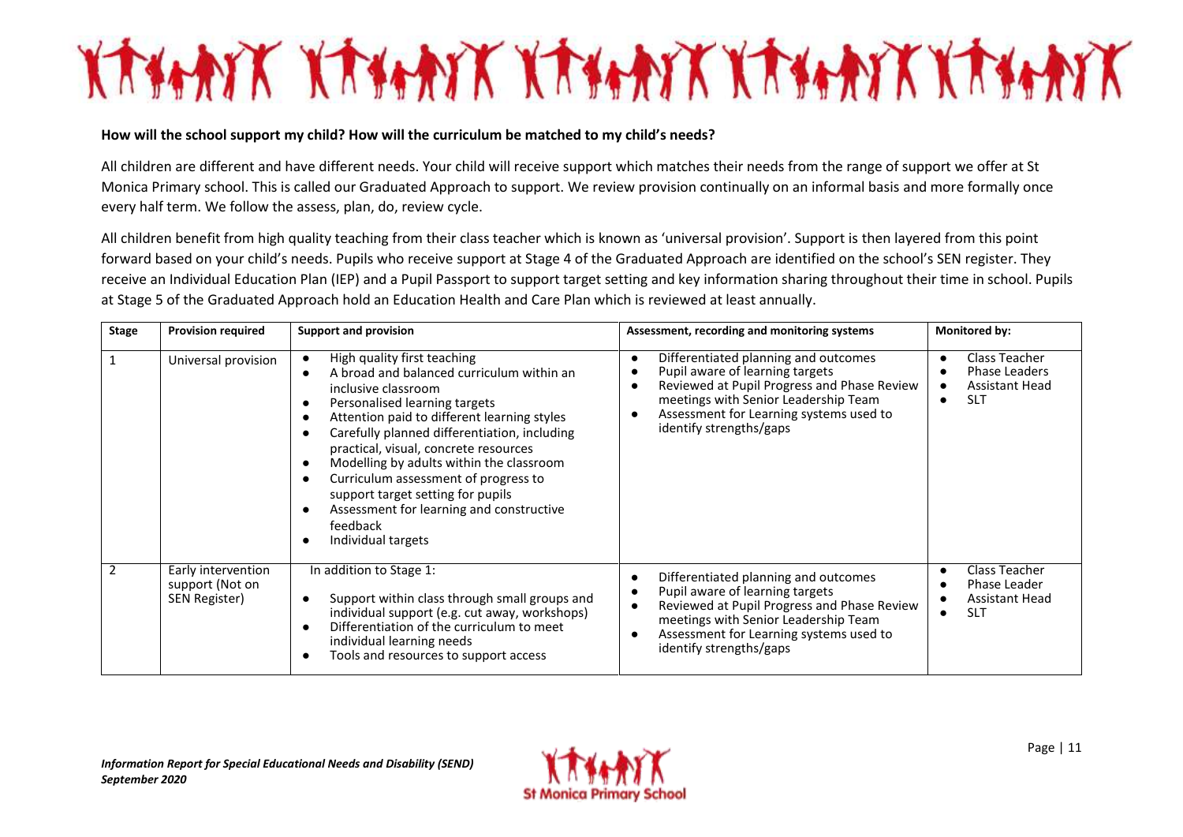**How will the school support my child? How will the curriculum be matched to my child's needs?**

All children are different and have different needs. Your child will receive support which matches their needs from the range of support we offer at St Monica Primary school. This is called our Graduated Approach to support. We review provision continually on an informal basis and more formally once every half term. We follow the assess, plan, do, review cycle.

All children benefit from high quality teaching from their class teacher which is known as 'universal provision'. Support is then layered from this point forward based on your child's needs. Pupils who receive support at Stage 4 of the Graduated Approach are identified on the school's SEN register. They receive an Individual Education Plan (IEP) and a Pupil Passport to support target setting and key information sharing throughout their time in school. Pupils at Stage 5 of the Graduated Approach hold an Education Health and Care Plan which is reviewed at least annually.

| Stage | Provision required | Support and provision | Assessment, recording and monitoring systems | Monitored by: |
|---|---|---|---|---|
| 1 | Universal provision | • High quality first teaching<br>• A broad and balanced curriculum within an inclusive classroom<br>• Personalised learning targets<br>• Attention paid to different learning styles<br>• Carefully planned differentiation, including practical, visual, concrete resources<br>• Modelling by adults within the classroom<br>• Curriculum assessment of progress to support target setting for pupils<br>• Assessment for learning and constructive feedback<br>• Individual targets | • Differentiated planning and outcomes<br>• Pupil aware of learning targets<br>• Reviewed at Pupil Progress and Phase Review meetings with Senior Leadership Team<br>• Assessment for Learning systems used to identify strengths/gaps | • Class Teacher<br>• Phase Leaders<br>• Assistant Head<br>• SLT |
| 2 | Early intervention support (Not on SEN Register) | In addition to Stage 1:<br>• Support within class through small groups and individual support (e.g. cut away, workshops)<br>• Differentiation of the curriculum to meet individual learning needs<br>• Tools and resources to support access | • Differentiated planning and outcomes<br>• Pupil aware of learning targets<br>• Reviewed at Pupil Progress and Phase Review meetings with Senior Leadership Team<br>• Assessment for Learning systems used to identify strengths/gaps | • Class Teacher<br>• Phase Leader<br>• Assistant Head<br>• SLT |

*Information Report for Special Educational Needs and Disability (SEND)*
*September 2020*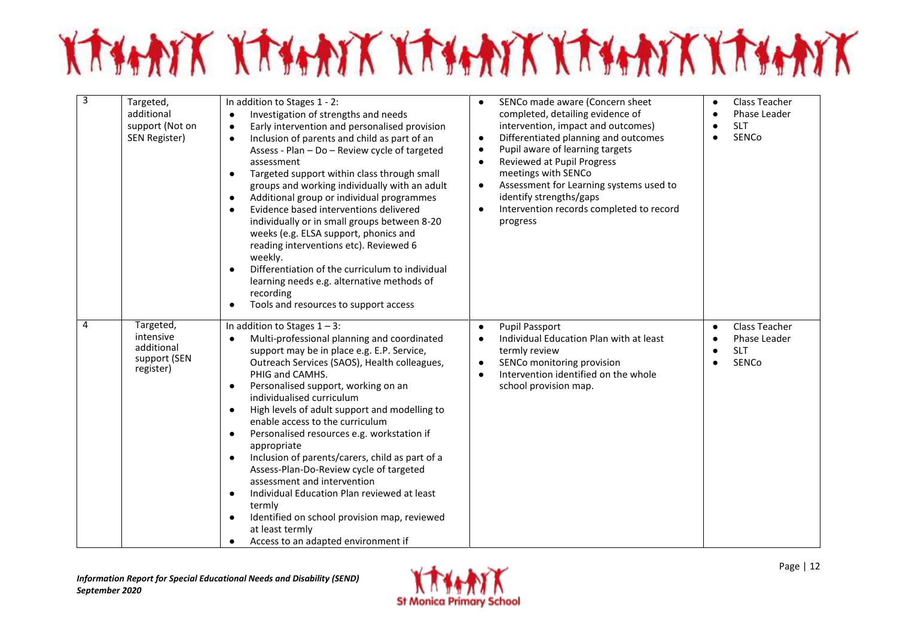| 3 | Targeted, additional support (Not on SEN Register) | In addition to Stages 1 - 2:<br>• Investigation of strengths and needs<br>• Early intervention and personalised provision<br>• Inclusion of parents and child as part of an Assess - Plan – Do – Review cycle of targeted assessment<br>• Targeted support within class through small groups and working individually with an adult<br>• Additional group or individual programmes<br>• Evidence based interventions delivered individually or in small groups between 8-20 weeks (e.g. ELSA support, phonics and reading interventions etc). Reviewed 6 weekly.<br>• Differentiation of the curriculum to individual learning needs e.g. alternative methods of recording<br>• Tools and resources to support access | • SENCo made aware (Concern sheet completed, detailing evidence of intervention, impact and outcomes)<br>• Differentiated planning and outcomes<br>• Pupil aware of learning targets<br>• Reviewed at Pupil Progress meetings with SENCo<br>• Assessment for Learning systems used to identify strengths/gaps<br>• Intervention records completed to record progress | • Class Teacher<br>• Phase Leader<br>• SLT<br>• SENCo |
|---|---|---|---|---|
| 4 | Targeted, intensive additional support (SEN register) | In addition to Stages 1 – 3:<br>• Multi-professional planning and coordinated support may be in place e.g. E.P. Service, Outreach Services (SAOS), Health colleagues, PHIG and CAMHS.<br>• Personalised support, working on an individualised curriculum<br>• High levels of adult support and modelling to enable access to the curriculum<br>• Personalised resources e.g. workstation if appropriate<br>• Inclusion of parents/carers, child as part of a Assess-Plan-Do-Review cycle of targeted assessment and intervention<br>• Individual Education Plan reviewed at least termly<br>• Identified on school provision map, reviewed at least termly<br>• Access to an adapted environment if | • Pupil Passport<br>• Individual Education Plan with at least termly review<br>• SENCo monitoring provision<br>• Intervention identified on the whole school provision map. | • Class Teacher<br>• Phase Leader<br>• SLT<br>• SENCo |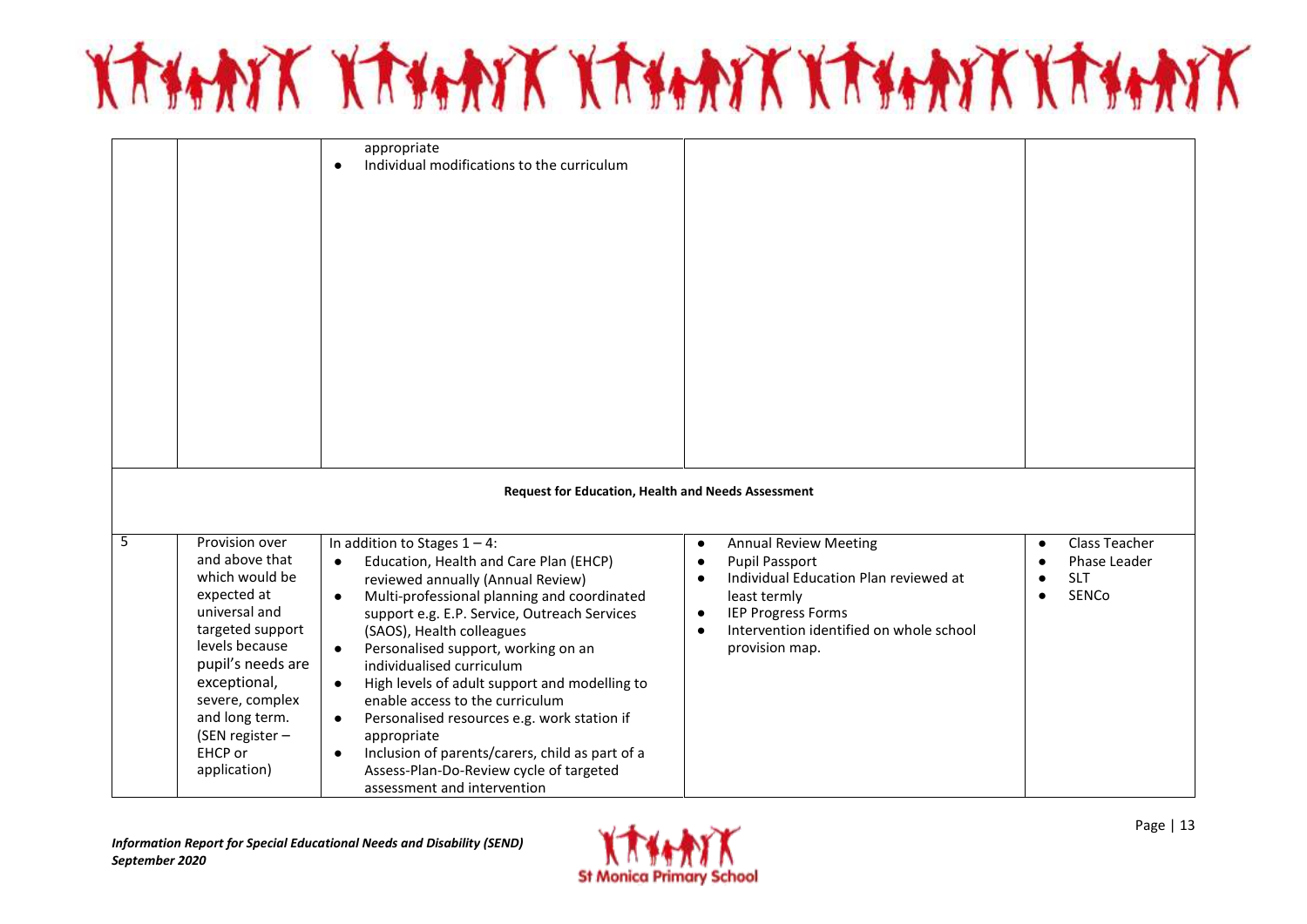| | | | | |
|---|---|---|---|---|
| | | appropriate<br>• Individual modifications to the curriculum | | |
| **Request for Education, Health and Needs Assessment** | | | | |
| 5 | Provision over and above that which would be expected at universal and targeted support levels because pupil's needs are exceptional, severe, complex and long term. (SEN register – EHCP or application) | In addition to Stages 1 – 4:<br>• Education, Health and Care Plan (EHCP) reviewed annually (Annual Review)<br>• Multi-professional planning and coordinated support e.g. E.P. Service, Outreach Services (SAOS), Health colleagues<br>• Personalised support, working on an individualised curriculum<br>• High levels of adult support and modelling to enable access to the curriculum<br>• Personalised resources e.g. work station if appropriate<br>• Inclusion of parents/carers, child as part of a Assess-Plan-Do-Review cycle of targeted assessment and intervention | • Annual Review Meeting<br>• Pupil Passport<br>• Individual Education Plan reviewed at least termly<br>• IEP Progress Forms<br>• Intervention identified on whole school provision map. | • Class Teacher<br>• Phase Leader<br>• SLT<br>• SENCo |

*Information Report for Special Educational Needs and Disability (SEND)*
*September 2020*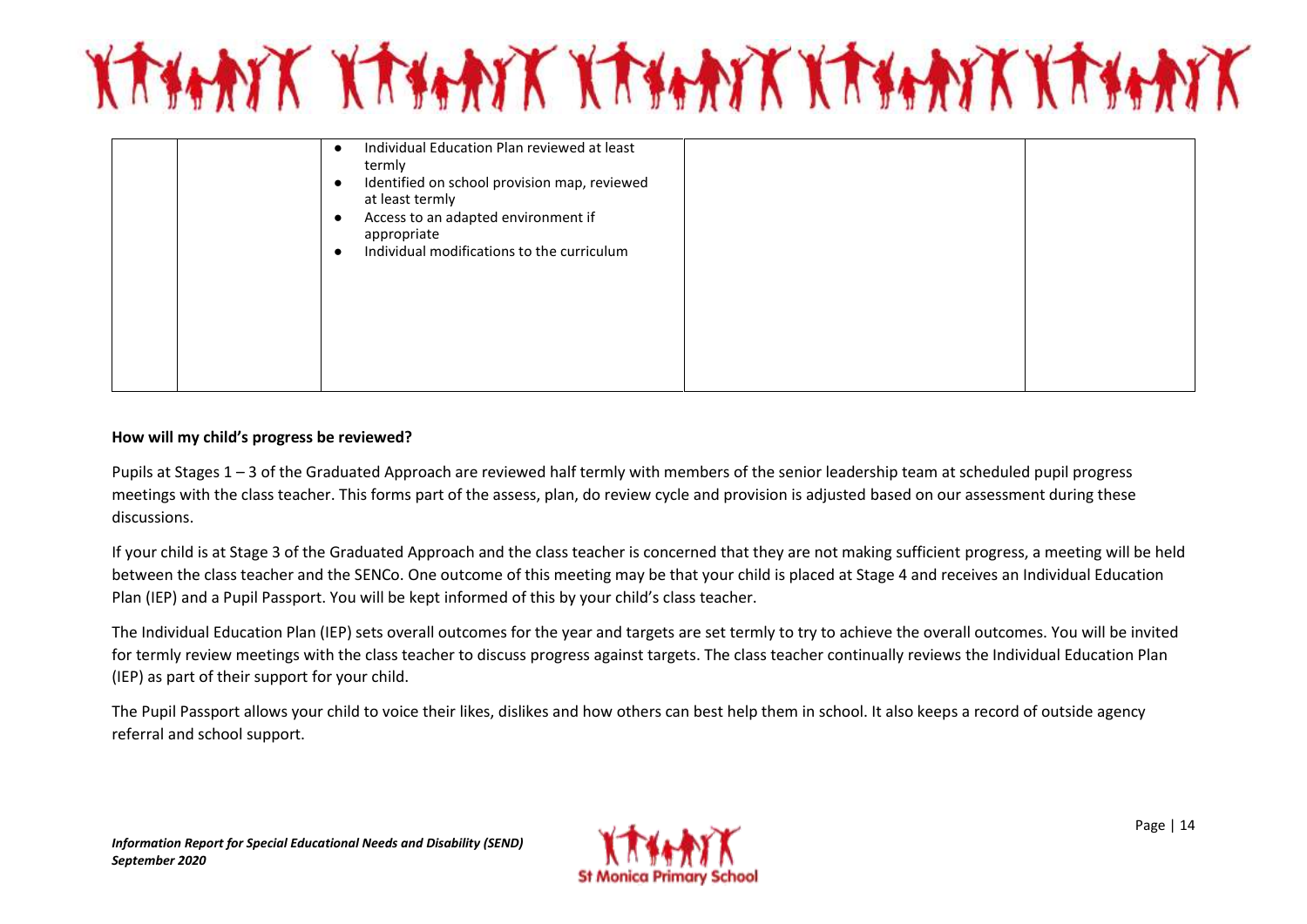| | | | | |
|---|---|---|---|---|
| | | • Individual Education Plan reviewed at least termly<br>• Identified on school provision map, reviewed at least termly<br>• Access to an adapted environment if appropriate<br>• Individual modifications to the curriculum | | |

**How will my child's progress be reviewed?**

Pupils at Stages 1 – 3 of the Graduated Approach are reviewed half termly with members of the senior leadership team at scheduled pupil progress meetings with the class teacher. This forms part of the assess, plan, do review cycle and provision is adjusted based on our assessment during these discussions.

If your child is at Stage 3 of the Graduated Approach and the class teacher is concerned that they are not making sufficient progress, a meeting will be held between the class teacher and the SENCo. One outcome of this meeting may be that your child is placed at Stage 4 and receives an Individual Education Plan (IEP) and a Pupil Passport. You will be kept informed of this by your child's class teacher.

The Individual Education Plan (IEP) sets overall outcomes for the year and targets are set termly to try to achieve the overall outcomes. You will be invited for termly review meetings with the class teacher to discuss progress against targets. The class teacher continually reviews the Individual Education Plan (IEP) as part of their support for your child.

The Pupil Passport allows your child to voice their likes, dislikes and how others can best help them in school. It also keeps a record of outside agency referral and school support.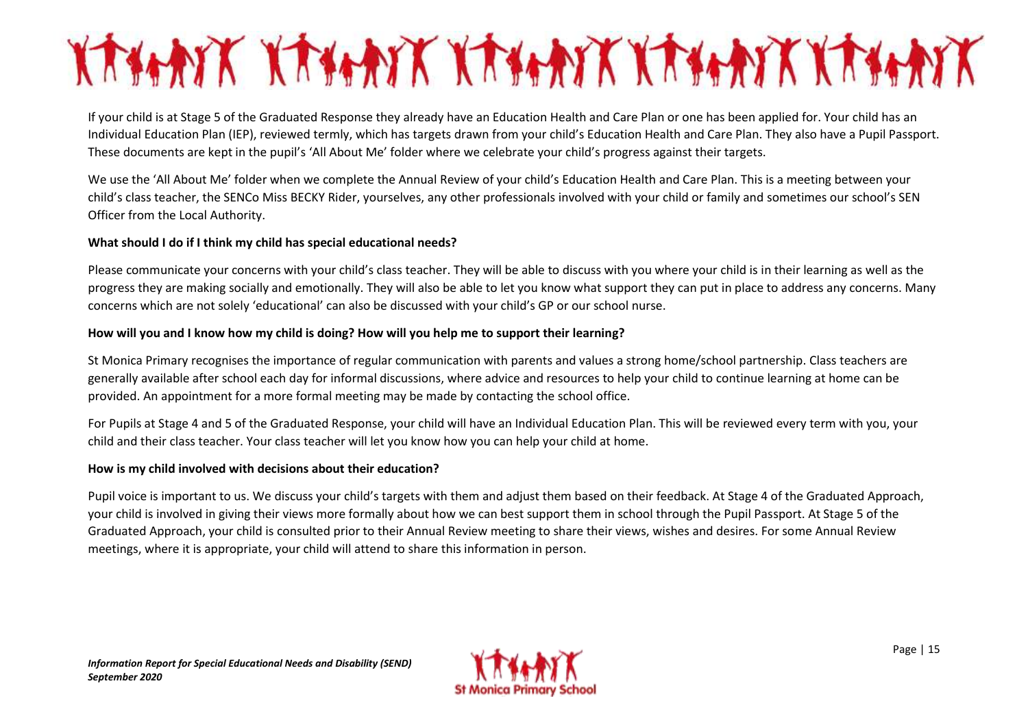If your child is at Stage 5 of the Graduated Response they already have an Education Health and Care Plan or one has been applied for. Your child has an Individual Education Plan (IEP), reviewed termly, which has targets drawn from your child's Education Health and Care Plan. They also have a Pupil Passport. These documents are kept in the pupil's 'All About Me' folder where we celebrate your child's progress against their targets.

We use the 'All About Me' folder when we complete the Annual Review of your child's Education Health and Care Plan. This is a meeting between your child's class teacher, the SENCo Miss BECKY Rider, yourselves, any other professionals involved with your child or family and sometimes our school's SEN Officer from the Local Authority.

**What should I do if I think my child has special educational needs?**

Please communicate your concerns with your child's class teacher. They will be able to discuss with you where your child is in their learning as well as the progress they are making socially and emotionally. They will also be able to let you know what support they can put in place to address any concerns. Many concerns which are not solely 'educational' can also be discussed with your child's GP or our school nurse.

**How will you and I know how my child is doing? How will you help me to support their learning?**

St Monica Primary recognises the importance of regular communication with parents and values a strong home/school partnership. Class teachers are generally available after school each day for informal discussions, where advice and resources to help your child to continue learning at home can be provided. An appointment for a more formal meeting may be made by contacting the school office.

For Pupils at Stage 4 and 5 of the Graduated Response, your child will have an Individual Education Plan. This will be reviewed every term with you, your child and their class teacher. Your class teacher will let you know how you can help your child at home.

**How is my child involved with decisions about their education?**

Pupil voice is important to us. We discuss your child's targets with them and adjust them based on their feedback. At Stage 4 of the Graduated Approach, your child is involved in giving their views more formally about how we can best support them in school through the Pupil Passport. At Stage 5 of the Graduated Approach, your child is consulted prior to their Annual Review meeting to share their views, wishes and desires. For some Annual Review meetings, where it is appropriate, your child will attend to share this information in person.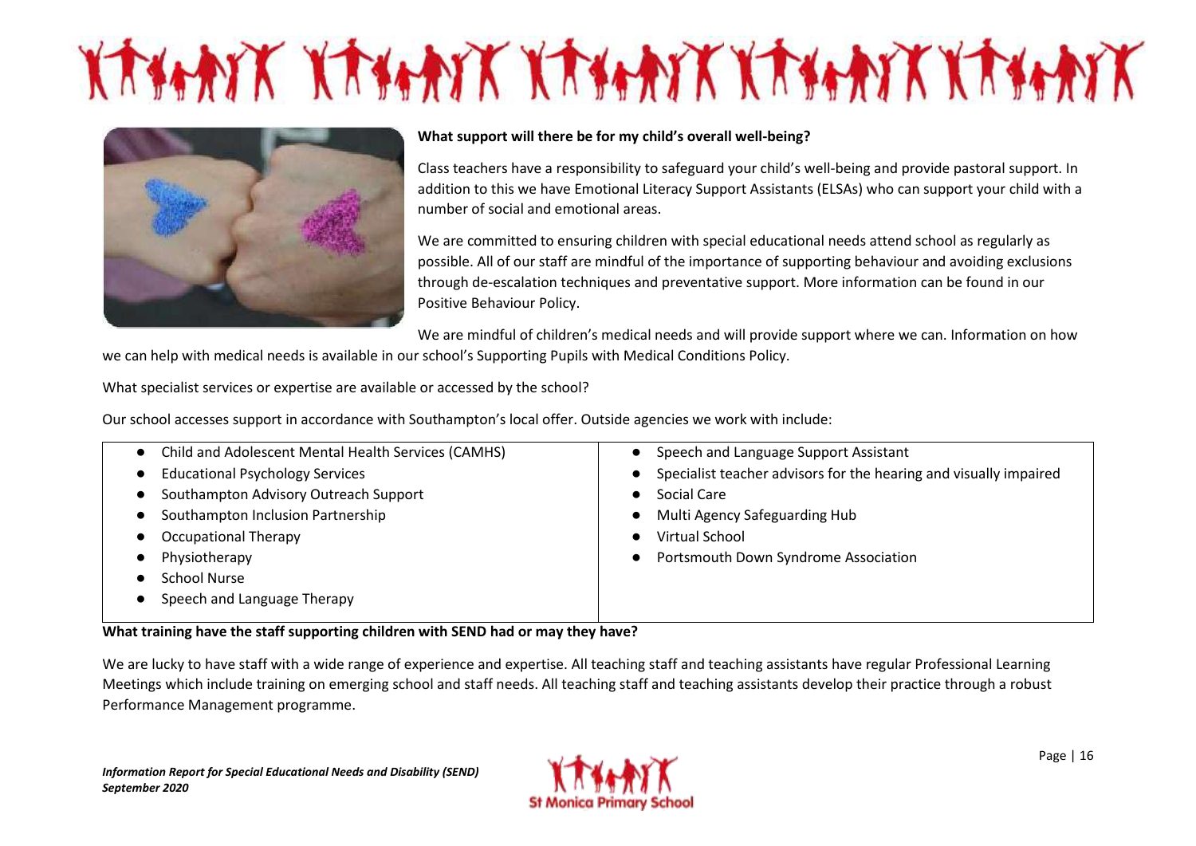**What support will there be for my child's overall well-being?**

Class teachers have a responsibility to safeguard your child's well-being and provide pastoral support. In addition to this we have Emotional Literacy Support Assistants (ELSAs) who can support your child with a number of social and emotional areas.

We are committed to ensuring children with special educational needs attend school as regularly as possible. All of our staff are mindful of the importance of supporting behaviour and avoiding exclusions through de-escalation techniques and preventative support. More information can be found in our Positive Behaviour Policy.

We are mindful of children's medical needs and will provide support where we can. Information on how we can help with medical needs is available in our school's Supporting Pupils with Medical Conditions Policy.

What specialist services or expertise are available or accessed by the school?

Our school accesses support in accordance with Southampton's local offer. Outside agencies we work with include:

- Child and Adolescent Mental Health Services (CAMHS)
- Educational Psychology Services
- Southampton Advisory Outreach Support
- Southampton Inclusion Partnership
- Occupational Therapy
- Physiotherapy
- School Nurse
- Speech and Language Therapy
- Speech and Language Support Assistant
- Specialist teacher advisors for the hearing and visually impaired
- Social Care
- Multi Agency Safeguarding Hub
- Virtual School
- Portsmouth Down Syndrome Association

**What training have the staff supporting children with SEND had or may they have?**

We are lucky to have staff with a wide range of experience and expertise. All teaching staff and teaching assistants have regular Professional Learning Meetings which include training on emerging school and staff needs. All teaching staff and teaching assistants develop their practice through a robust Performance Management programme.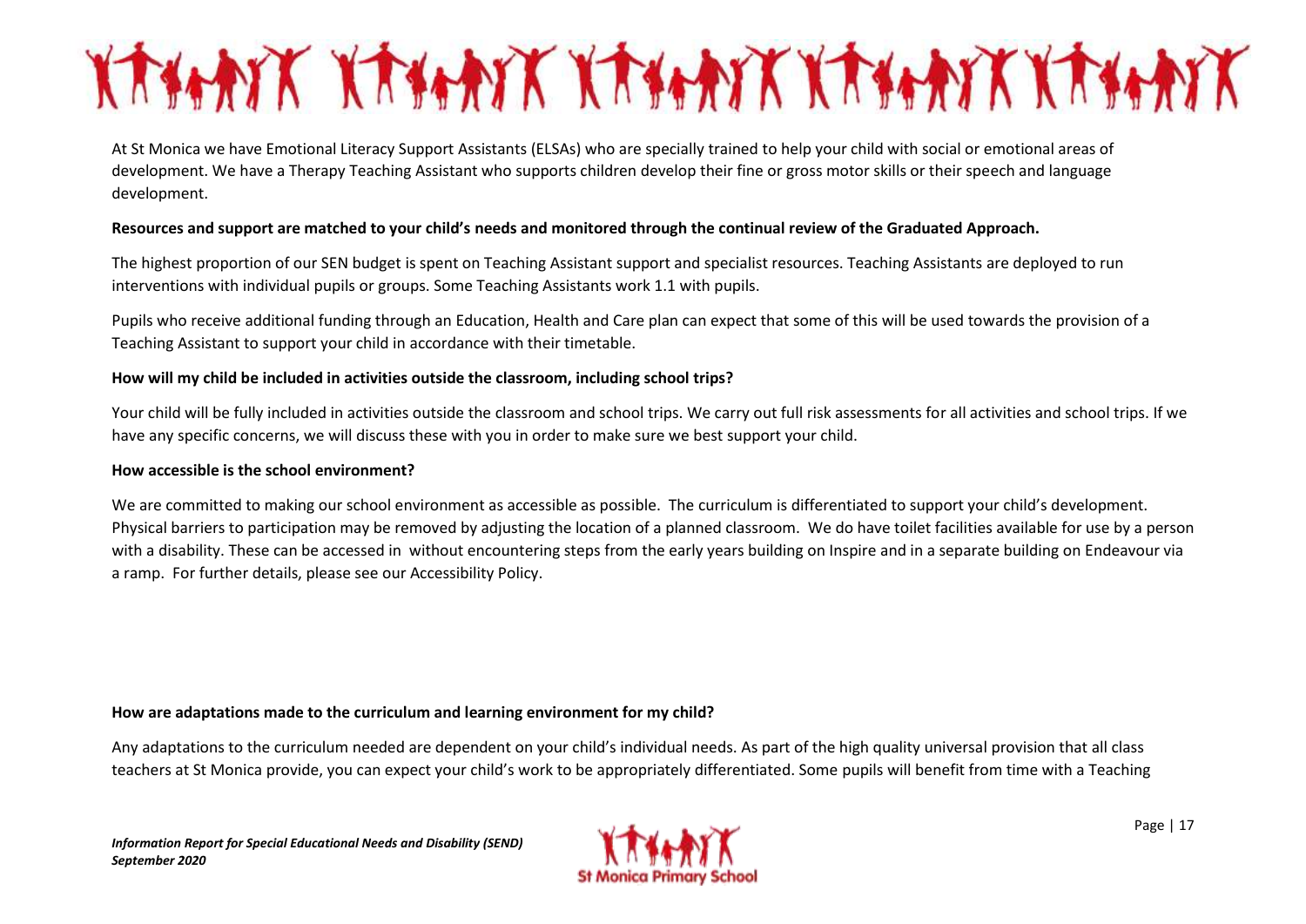At St Monica we have Emotional Literacy Support Assistants (ELSAs) who are specially trained to help your child with social or emotional areas of development. We have a Therapy Teaching Assistant who supports children develop their fine or gross motor skills or their speech and language development.

**Resources and support are matched to your child's needs and monitored through the continual review of the Graduated Approach.**

The highest proportion of our SEN budget is spent on Teaching Assistant support and specialist resources. Teaching Assistants are deployed to run interventions with individual pupils or groups. Some Teaching Assistants work 1.1 with pupils.

Pupils who receive additional funding through an Education, Health and Care plan can expect that some of this will be used towards the provision of a Teaching Assistant to support your child in accordance with their timetable.

**How will my child be included in activities outside the classroom, including school trips?**

Your child will be fully included in activities outside the classroom and school trips. We carry out full risk assessments for all activities and school trips. If we have any specific concerns, we will discuss these with you in order to make sure we best support your child.

**How accessible is the school environment?**

We are committed to making our school environment as accessible as possible. The curriculum is differentiated to support your child's development. Physical barriers to participation may be removed by adjusting the location of a planned classroom. We do have toilet facilities available for use by a person with a disability. These can be accessed in without encountering steps from the early years building on Inspire and in a separate building on Endeavour via a ramp. For further details, please see our Accessibility Policy.

**How are adaptations made to the curriculum and learning environment for my child?**

Any adaptations to the curriculum needed are dependent on your child's individual needs. As part of the high quality universal provision that all class teachers at St Monica provide, you can expect your child's work to be appropriately differentiated. Some pupils will benefit from time with a Teaching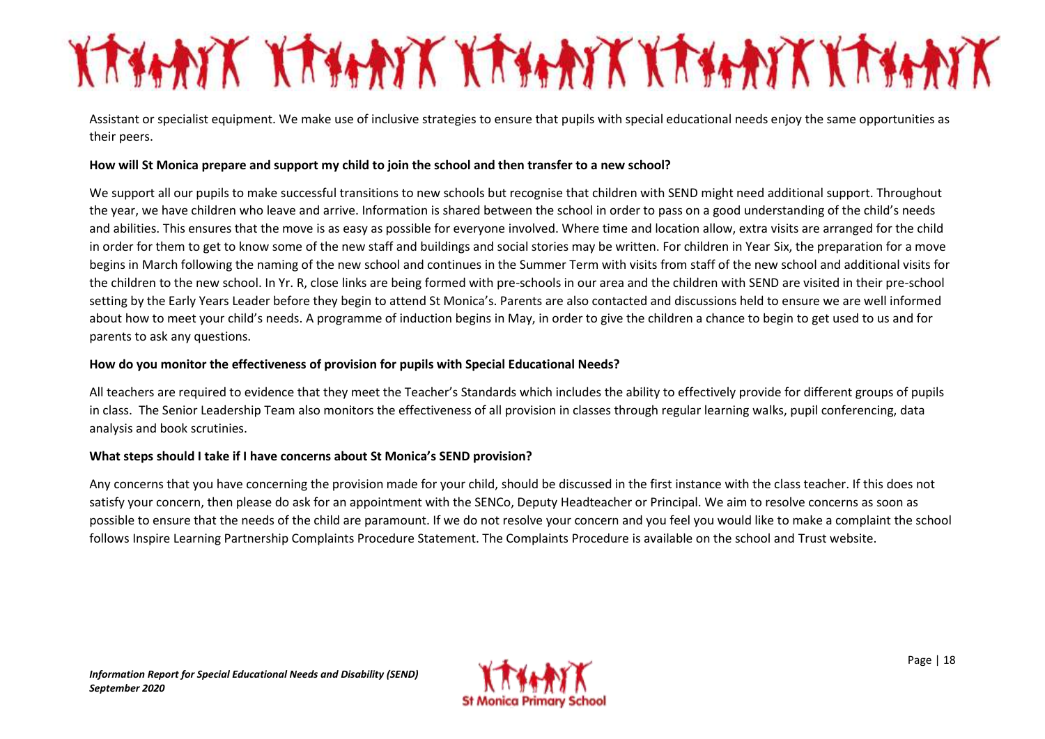Assistant or specialist equipment. We make use of inclusive strategies to ensure that pupils with special educational needs enjoy the same opportunities as their peers.

**How will St Monica prepare and support my child to join the school and then transfer to a new school?**

We support all our pupils to make successful transitions to new schools but recognise that children with SEND might need additional support. Throughout the year, we have children who leave and arrive. Information is shared between the school in order to pass on a good understanding of the child's needs and abilities. This ensures that the move is as easy as possible for everyone involved. Where time and location allow, extra visits are arranged for the child in order for them to get to know some of the new staff and buildings and social stories may be written. For children in Year Six, the preparation for a move begins in March following the naming of the new school and continues in the Summer Term with visits from staff of the new school and additional visits for the children to the new school. In Yr. R, close links are being formed with pre-schools in our area and the children with SEND are visited in their pre-school setting by the Early Years Leader before they begin to attend St Monica's. Parents are also contacted and discussions held to ensure we are well informed about how to meet your child's needs. A programme of induction begins in May, in order to give the children a chance to begin to get used to us and for parents to ask any questions.

**How do you monitor the effectiveness of provision for pupils with Special Educational Needs?**

All teachers are required to evidence that they meet the Teacher's Standards which includes the ability to effectively provide for different groups of pupils in class. The Senior Leadership Team also monitors the effectiveness of all provision in classes through regular learning walks, pupil conferencing, data analysis and book scrutinies.

**What steps should I take if I have concerns about St Monica's SEND provision?**

Any concerns that you have concerning the provision made for your child, should be discussed in the first instance with the class teacher. If this does not satisfy your concern, then please do ask for an appointment with the SENCo, Deputy Headteacher or Principal. We aim to resolve concerns as soon as possible to ensure that the needs of the child are paramount. If we do not resolve your concern and you feel you would like to make a complaint the school follows Inspire Learning Partnership Complaints Procedure Statement. The Complaints Procedure is available on the school and Trust website.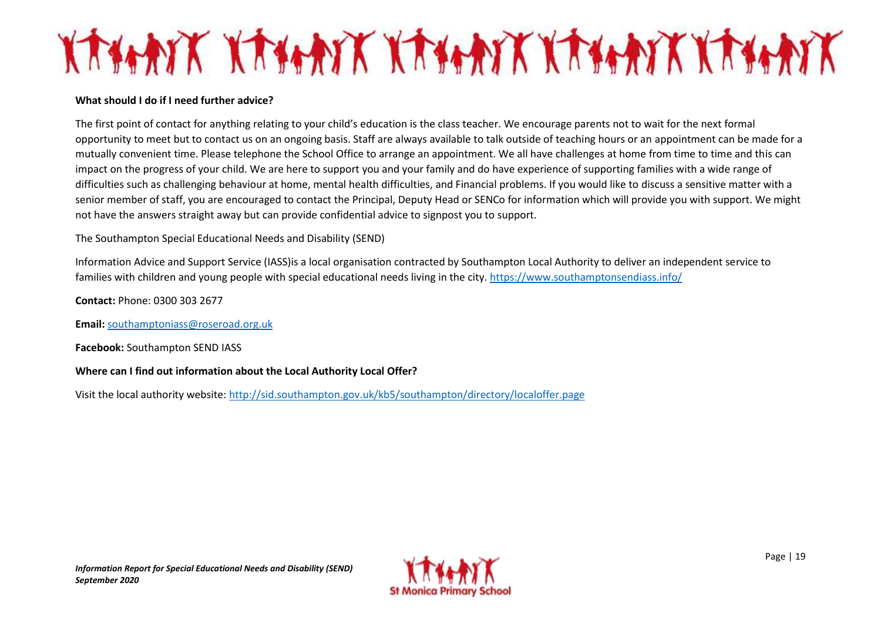**What should I do if I need further advice?**

The first point of contact for anything relating to your child's education is the class teacher. We encourage parents not to wait for the next formal opportunity to meet but to contact us on an ongoing basis. Staff are always available to talk outside of teaching hours or an appointment can be made for a mutually convenient time. Please telephone the School Office to arrange an appointment. We all have challenges at home from time to time and this can impact on the progress of your child. We are here to support you and your family and do have experience of supporting families with a wide range of difficulties such as challenging behaviour at home, mental health difficulties, and Financial problems. If you would like to discuss a sensitive matter with a senior member of staff, you are encouraged to contact the Principal, Deputy Head or SENCo for information which will provide you with support. We might not have the answers straight away but can provide confidential advice to signpost you to support.

The Southampton Special Educational Needs and Disability (SEND)

Information Advice and Support Service (IASS)is a local organisation contracted by Southampton Local Authority to deliver an independent service to families with children and young people with special educational needs living in the city. https://www.southamptonsendiass.info/

**Contact:** Phone: 0300 303 2677

**Email:** southamptoniass@roseroad.org.uk

**Facebook:** Southampton SEND IASS

**Where can I find out information about the Local Authority Local Offer?**

Visit the local authority website: http://sid.southampton.gov.uk/kb5/southampton/directory/localoffer.page